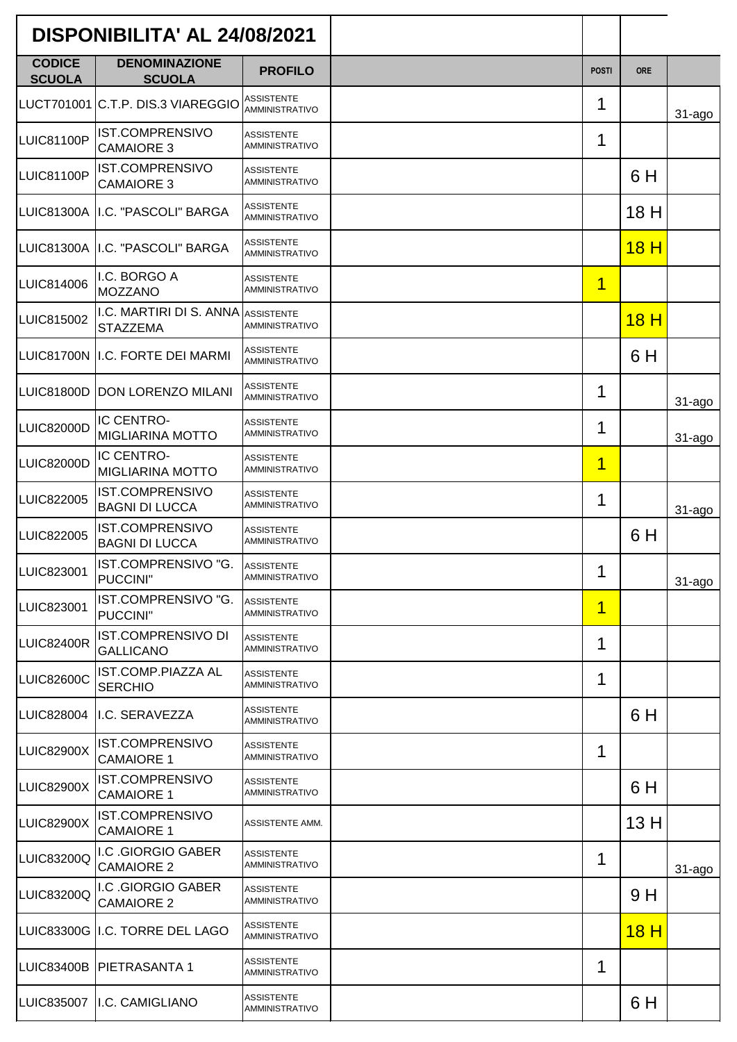## DISPONIBILITA' AL 24/08/2021

| CODICE SCUOLA | DENOMINAZIONE SCUOLA | PROFILO | | POSTI | ORE | |
|---|---|---|---|---|---|---|
| LUCT701001 | C.T.P. DIS.3 VIAREGGIO | ASSISTENTE AMMINISTRATIVO | | 1 | | 31-ago |
| LUIC81100P | IST.COMPRENSIVO CAMAIORE 3 | ASSISTENTE AMMINISTRATIVO | | 1 | | |
| LUIC81100P | IST.COMPRENSIVO CAMAIORE 3 | ASSISTENTE AMMINISTRATIVO | | | 6 H | |
| LUIC81300A | I.C. "PASCOLI" BARGA | ASSISTENTE AMMINISTRATIVO | | | 18 H | |
| LUIC81300A | I.C. "PASCOLI" BARGA | ASSISTENTE AMMINISTRATIVO | | | 18 H | |
| LUIC814006 | I.C. BORGO A MOZZANO | ASSISTENTE AMMINISTRATIVO | | 1 | | |
| LUIC815002 | I.C. MARTIRI DI S. ANNA STAZZEMA | ASSISTENTE AMMINISTRATIVO | | | 18 H | |
| LUIC81700N | I.C. FORTE DEI MARMI | ASSISTENTE AMMINISTRATIVO | | | 6 H | |
| LUIC81800D | DON LORENZO MILANI | ASSISTENTE AMMINISTRATIVO | | 1 | | 31-ago |
| LUIC82000D | IC CENTRO-MIGLIARINA MOTTO | ASSISTENTE AMMINISTRATIVO | | 1 | | 31-ago |
| LUIC82000D | IC CENTRO-MIGLIARINA MOTTO | ASSISTENTE AMMINISTRATIVO | | 1 | | |
| LUIC822005 | IST.COMPRENSIVO BAGNI DI LUCCA | ASSISTENTE AMMINISTRATIVO | | 1 | | 31-ago |
| LUIC822005 | IST.COMPRENSIVO BAGNI DI LUCCA | ASSISTENTE AMMINISTRATIVO | | | 6 H | |
| LUIC823001 | IST.COMPRENSIVO "G. PUCCINI" | ASSISTENTE AMMINISTRATIVO | | 1 | | 31-ago |
| LUIC823001 | IST.COMPRENSIVO "G. PUCCINI" | ASSISTENTE AMMINISTRATIVO | | 1 | | |
| LUIC82400R | IST.COMPRENSIVO DI GALLICANO | ASSISTENTE AMMINISTRATIVO | | 1 | | |
| LUIC82600C | IST.COMP.PIAZZA AL SERCHIO | ASSISTENTE AMMINISTRATIVO | | 1 | | |
| LUIC828004 | I.C. SERAVEZZA | ASSISTENTE AMMINISTRATIVO | | | 6 H | |
| LUIC82900X | IST.COMPRENSIVO CAMAIORE 1 | ASSISTENTE AMMINISTRATIVO | | 1 | | |
| LUIC82900X | IST.COMPRENSIVO CAMAIORE 1 | ASSISTENTE AMMINISTRATIVO | | | 6 H | |
| LUIC82900X | IST.COMPRENSIVO CAMAIORE 1 | ASSISTENTE AMM. | | | 13 H | |
| LUIC83200Q | I.C .GIORGIO GABER CAMAIORE 2 | ASSISTENTE AMMINISTRATIVO | | 1 | | 31-ago |
| LUIC83200Q | I.C .GIORGIO GABER CAMAIORE 2 | ASSISTENTE AMMINISTRATIVO | | | 9 H | |
| LUIC83300G | I.C. TORRE DEL LAGO | ASSISTENTE AMMINISTRATIVO | | | 18 H | |
| LUIC83400B | PIETRASANTA 1 | ASSISTENTE AMMINISTRATIVO | | 1 | | |
| LUIC835007 | I.C. CAMIGLIANO | ASSISTENTE AMMINISTRATIVO | | | 6 H | |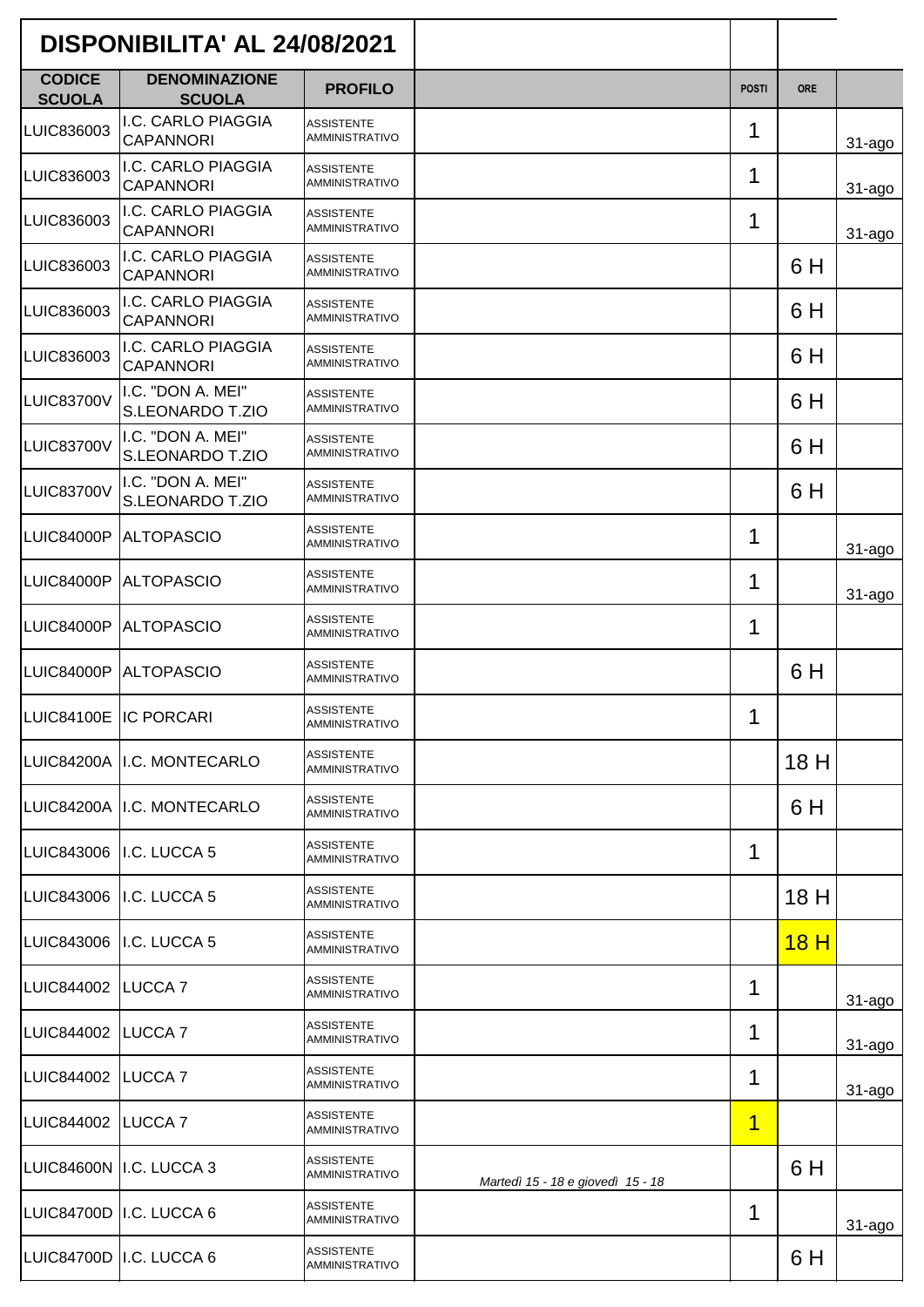| DISPONIBILITA' AL 24/08/2021 | | | | | | |
|---|---|---|---|---|---|---|
| CODICE SCUOLA | DENOMINAZIONE SCUOLA | PROFILO | | POSTI | ORE | |
| LUIC836003 | I.C. CARLO PIAGGIA CAPANNORI | ASSISTENTE AMMINISTRATIVO | | 1 | | 31-ago |
| LUIC836003 | I.C. CARLO PIAGGIA CAPANNORI | ASSISTENTE AMMINISTRATIVO | | 1 | | 31-ago |
| LUIC836003 | I.C. CARLO PIAGGIA CAPANNORI | ASSISTENTE AMMINISTRATIVO | | 1 | | 31-ago |
| LUIC836003 | I.C. CARLO PIAGGIA CAPANNORI | ASSISTENTE AMMINISTRATIVO | | | 6 H | |
| LUIC836003 | I.C. CARLO PIAGGIA CAPANNORI | ASSISTENTE AMMINISTRATIVO | | | 6 H | |
| LUIC836003 | I.C. CARLO PIAGGIA CAPANNORI | ASSISTENTE AMMINISTRATIVO | | | 6 H | |
| LUIC83700V | I.C. "DON A. MEI" S.LEONARDO T.ZIO | ASSISTENTE AMMINISTRATIVO | | | 6 H | |
| LUIC83700V | I.C. "DON A. MEI" S.LEONARDO T.ZIO | ASSISTENTE AMMINISTRATIVO | | | 6 H | |
| LUIC83700V | I.C. "DON A. MEI" S.LEONARDO T.ZIO | ASSISTENTE AMMINISTRATIVO | | | 6 H | |
| LUIC84000P | ALTOPASCIO | ASSISTENTE AMMINISTRATIVO | | 1 | | 31-ago |
| LUIC84000P | ALTOPASCIO | ASSISTENTE AMMINISTRATIVO | | 1 | | 31-ago |
| LUIC84000P | ALTOPASCIO | ASSISTENTE AMMINISTRATIVO | | 1 | | |
| LUIC84000P | ALTOPASCIO | ASSISTENTE AMMINISTRATIVO | | | 6 H | |
| LUIC84100E | IC PORCARI | ASSISTENTE AMMINISTRATIVO | | 1 | | |
| LUIC84200A | I.C. MONTECARLO | ASSISTENTE AMMINISTRATIVO | | | 18 H | |
| LUIC84200A | I.C. MONTECARLO | ASSISTENTE AMMINISTRATIVO | | | 6 H | |
| LUIC843006 | I.C. LUCCA 5 | ASSISTENTE AMMINISTRATIVO | | 1 | | |
| LUIC843006 | I.C. LUCCA 5 | ASSISTENTE AMMINISTRATIVO | | | 18 H | |
| LUIC843006 | I.C. LUCCA 5 | ASSISTENTE AMMINISTRATIVO | | | 18 H | |
| LUIC844002 | LUCCA 7 | ASSISTENTE AMMINISTRATIVO | | 1 | | 31-ago |
| LUIC844002 | LUCCA 7 | ASSISTENTE AMMINISTRATIVO | | 1 | | 31-ago |
| LUIC844002 | LUCCA 7 | ASSISTENTE AMMINISTRATIVO | | 1 | | 31-ago |
| LUIC844002 | LUCCA 7 | ASSISTENTE AMMINISTRATIVO | | 1 | | |
| LUIC84600N | I.C. LUCCA 3 | ASSISTENTE AMMINISTRATIVO | *Martedì 15 - 18 e giovedì 15 - 18* | | 6 H | |
| LUIC84700D | I.C. LUCCA 6 | ASSISTENTE AMMINISTRATIVO | | 1 | | 31-ago |
| LUIC84700D | I.C. LUCCA 6 | ASSISTENTE AMMINISTRATIVO | | | 6 H | |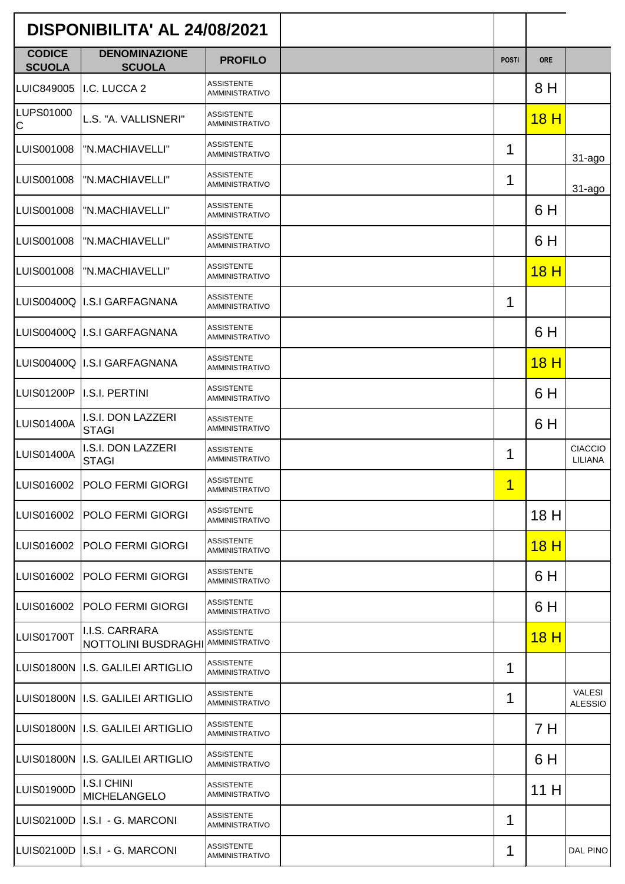| DISPONIBILITA' AL 24/08/2021 | | | | | | |
|---|---|---|---|---|---|---|
| **CODICE SCUOLA** | **DENOMINAZIONE SCUOLA** | **PROFILO** | | **POSTI** | **ORE** | |
| LUIC849005 | I.C. LUCCA 2 | ASSISTENTE AMMINISTRATIVO | | | 8 H | |
| LUPS01000C | L.S. "A. VALLISNERI" | ASSISTENTE AMMINISTRATIVO | | | 18 H | |
| LUIS001008 | "N.MACHIAVELLI" | ASSISTENTE AMMINISTRATIVO | | 1 | | 31-ago |
| LUIS001008 | "N.MACHIAVELLI" | ASSISTENTE AMMINISTRATIVO | | 1 | | 31-ago |
| LUIS001008 | "N.MACHIAVELLI" | ASSISTENTE AMMINISTRATIVO | | | 6 H | |
| LUIS001008 | "N.MACHIAVELLI" | ASSISTENTE AMMINISTRATIVO | | | 6 H | |
| LUIS001008 | "N.MACHIAVELLI" | ASSISTENTE AMMINISTRATIVO | | | 18 H | |
| LUIS00400Q | I.S.I GARFAGNANA | ASSISTENTE AMMINISTRATIVO | | 1 | | |
| LUIS00400Q | I.S.I GARFAGNANA | ASSISTENTE AMMINISTRATIVO | | | 6 H | |
| LUIS00400Q | I.S.I GARFAGNANA | ASSISTENTE AMMINISTRATIVO | | | 18 H | |
| LUIS01200P | I.S.I. PERTINI | ASSISTENTE AMMINISTRATIVO | | | 6 H | |
| LUIS01400A | I.S.I. DON LAZZERI STAGI | ASSISTENTE AMMINISTRATIVO | | | 6 H | |
| LUIS01400A | I.S.I. DON LAZZERI STAGI | ASSISTENTE AMMINISTRATIVO | | 1 | | CIACCIO LILIANA |
| LUIS016002 | POLO FERMI GIORGI | ASSISTENTE AMMINISTRATIVO | | 1 | | |
| LUIS016002 | POLO FERMI GIORGI | ASSISTENTE AMMINISTRATIVO | | | 18 H | |
| LUIS016002 | POLO FERMI GIORGI | ASSISTENTE AMMINISTRATIVO | | | 18 H | |
| LUIS016002 | POLO FERMI GIORGI | ASSISTENTE AMMINISTRATIVO | | | 6 H | |
| LUIS016002 | POLO FERMI GIORGI | ASSISTENTE AMMINISTRATIVO | | | 6 H | |
| LUIS01700T | I.I.S. CARRARA NOTTOLINI BUSDRAGHI | ASSISTENTE AMMINISTRATIVO | | | 18 H | |
| LUIS01800N | I.S. GALILEI ARTIGLIO | ASSISTENTE AMMINISTRATIVO | | 1 | | |
| LUIS01800N | I.S. GALILEI ARTIGLIO | ASSISTENTE AMMINISTRATIVO | | 1 | | VALESI ALESSIO |
| LUIS01800N | I.S. GALILEI ARTIGLIO | ASSISTENTE AMMINISTRATIVO | | | 7 H | |
| LUIS01800N | I.S. GALILEI ARTIGLIO | ASSISTENTE AMMINISTRATIVO | | | 6 H | |
| LUIS01900D | I.S.I CHINI MICHELANGELO | ASSISTENTE AMMINISTRATIVO | | | 11 H | |
| LUIS02100D | I.S.I - G. MARCONI | ASSISTENTE AMMINISTRATIVO | | 1 | | |
| LUIS02100D | I.S.I - G. MARCONI | ASSISTENTE AMMINISTRATIVO | | 1 | | DAL PINO |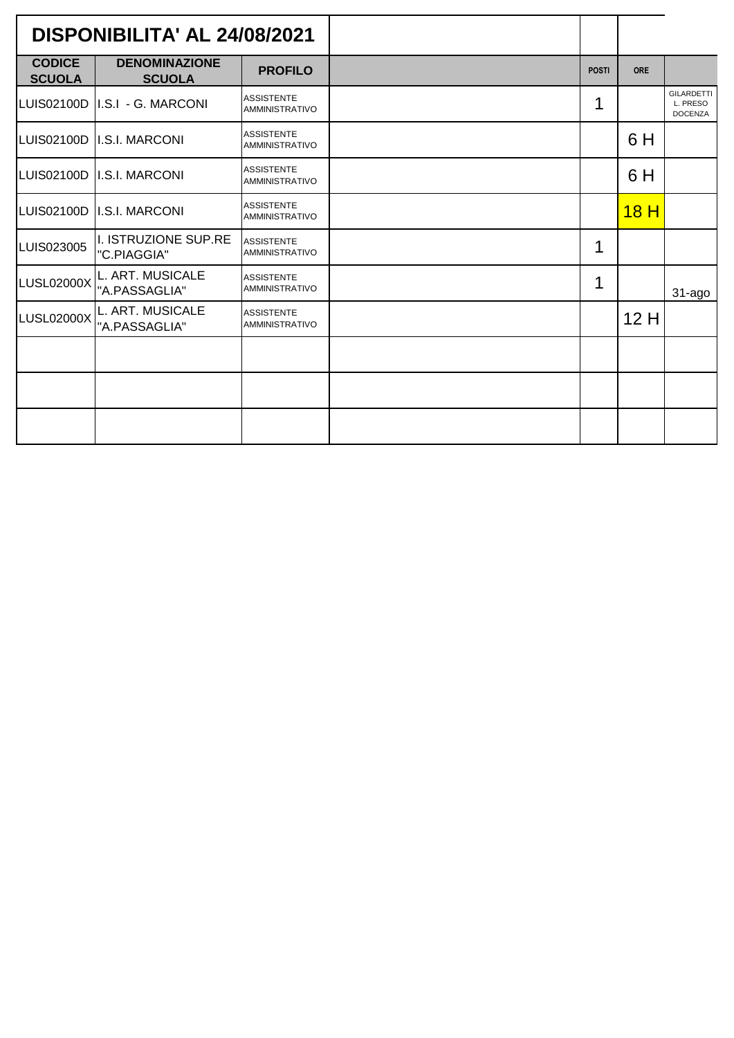# DISPONIBILITA' AL 24/08/2021

| CODICE SCUOLA | DENOMINAZIONE SCUOLA | PROFILO | | POSTI | ORE | |
|---|---|---|---|---|---|---|
| LUIS02100D | I.S.I - G. MARCONI | ASSISTENTE AMMINISTRATIVO | | 1 | | GILARDETTI L. PRESO DOCENZA |
| LUIS02100D | I.S.I. MARCONI | ASSISTENTE AMMINISTRATIVO | | | 6 H | |
| LUIS02100D | I.S.I. MARCONI | ASSISTENTE AMMINISTRATIVO | | | 6 H | |
| LUIS02100D | I.S.I. MARCONI | ASSISTENTE AMMINISTRATIVO | | | 18 H | |
| LUIS023005 | I. ISTRUZIONE SUP.RE "C.PIAGGIA" | ASSISTENTE AMMINISTRATIVO | | 1 | | |
| LUSL02000X | L. ART. MUSICALE "A.PASSAGLIA" | ASSISTENTE AMMINISTRATIVO | | 1 | | 31-ago |
| LUSL02000X | L. ART. MUSICALE "A.PASSAGLIA" | ASSISTENTE AMMINISTRATIVO | | | 12 H | |
| | | | | | | |
| | | | | | | |
| | | | | | | |